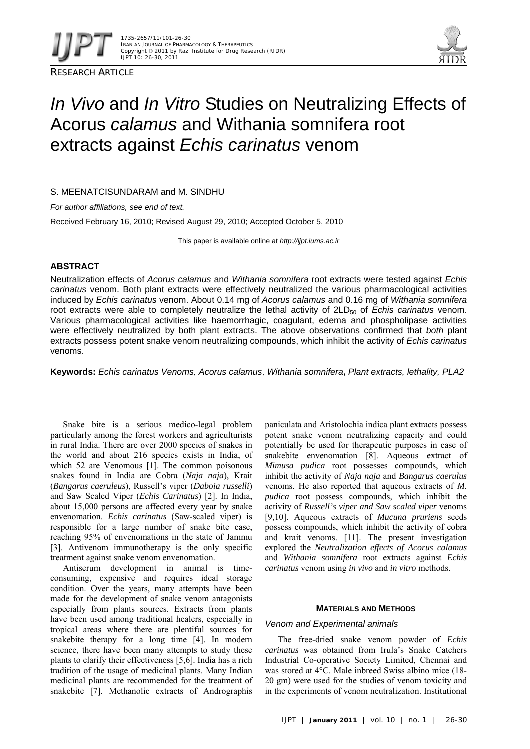RESEARCH ARTICLE

# *In Vivo* and *In Vitro* Studies on Neutralizing Effects of Acorus *calamus* and Withania somnifera root extracts against *Echis carinatus* venom

S. MEENATCISUNDARAM and M. SINDHU

*For author affiliations, see end of text.*

Received February 16, 2010; Revised August 29, 2010; Accepted October 5, 2010

This paper is available online at *http://ijpt.iums.ac.ir*

## ABSTRACT

Neutralization effects of *Acorus calamus* and *Withania somnifera* root extracts were tested against *Echis carinatus* venom. Both plant extracts were effectively neutralized the various pharmacological activities induced by *Echis carinatus* venom. About 0.14 mg of *Acorus calamus* and 0.16 mg of *Withania somnifera* root extracts were able to completely neutralize the lethal activity of $2LD_{50}$ of *Echis carinatus* venom. Various pharmacological activities like haemorrhagic, coagulant, edema and phospholipase activities were effectively neutralized by both plant extracts. The above observations confirmed that *both* plant extracts possess potent snake venom neutralizing compounds, which inhibit the activity of *Echis carinatus* venoms.

**Keywords:** *Echis carinatus Venoms, Acorus calamus*, *Withania somnifera*, *Plant extracts, lethality, PLA2*

Snake bite is a serious medico-legal problem particularly among the forest workers and agriculturists in rural India. There are over 2000 species of snakes in the world and about 216 species exists in India, of which 52 are Venomous [1]. The common poisonous snakes found in India are Cobra (*Naja naja*), Krait (*Bangarus caeruleus*), Russell's viper (*Daboia russelli*) and Saw Scaled Viper (*Echis Carinatus*) [2]. In India, about 15,000 persons are affected every year by snake envenomation. *Echis carinatus* (Saw-scaled viper) is responsible for a large number of snake bite case, reaching 95% of envenomations in the state of Jammu [3]. Antivenom immunotherapy is the only specific treatment against snake venom envenomation.

Antiserum development in animal is time-consuming, expensive and requires ideal storage condition. Over the years, many attempts have been made for the development of snake venom antagonists especially from plants sources. Extracts from plants have been used among traditional healers, especially in tropical areas where there are plentiful sources for snakebite therapy for a long time [4]. In modern science, there have been many attempts to study these plants to clarify their effectiveness [5,6]. India has a rich tradition of the usage of medicinal plants. Many Indian medicinal plants are recommended for the treatment of snakebite [7]. Methanolic extracts of Andrographis paniculata and Aristolochia indica plant extracts possess potent snake venom neutralizing capacity and could potentially be used for therapeutic purposes in case of snakebite envenomation [8]. Aqueous extract of *Mimusa pudica* root possesses compounds, which inhibit the activity of *Naja naja* and *Bangarus caerulus* venoms. He also reported that aqueous extracts of *M. pudica* root possess compounds, which inhibit the activity of *Russell's viper and Saw scaled viper* venoms [9,10]. Aqueous extracts of *Mucuna pruriens* seeds possess compounds, which inhibit the activity of cobra and krait venoms. [11]. The present investigation explored the *Neutralization effects of Acorus calamus* and *Withania somnifera* root extracts against *Echis carinatus* venom using *in vivo* and *in vitro* methods.

## MATERIALS AND METHODS

### Venom and Experimental animals

The free-dried snake venom powder of *Echis carinatus* was obtained from Irula's Snake Catchers Industrial Co-operative Society Limited, Chennai and was stored at 4°C. Male inbreed Swiss albino mice (18-20 gm) were used for the studies of venom toxicity and in the experiments of venom neutralization. Institutional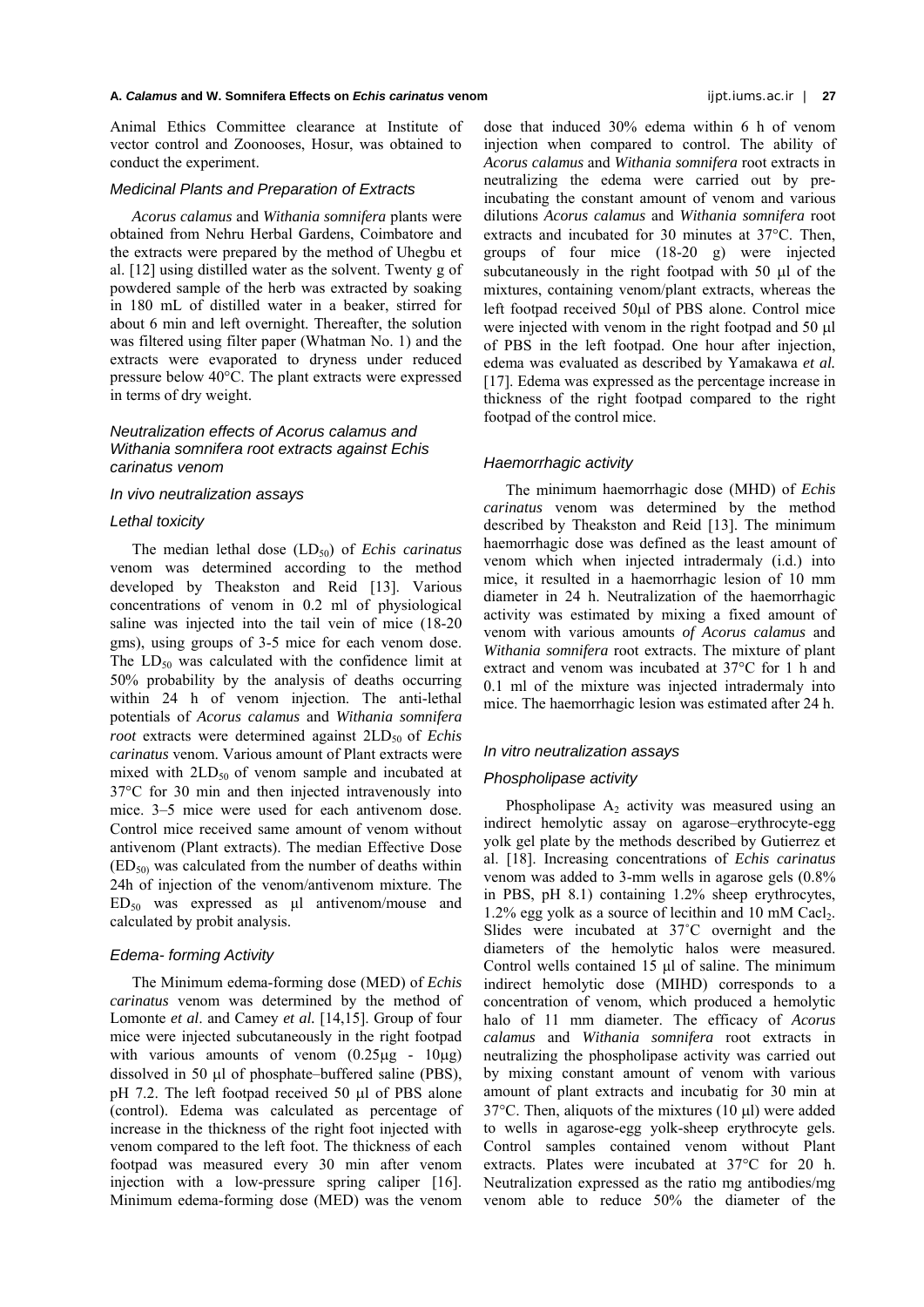Animal Ethics Committee clearance at Institute of vector control and Zoonooses, Hosur, was obtained to conduct the experiment.

### *Medicinal Plants and Preparation of Extracts*

*Acorus calamus* and *Withania somnifera* plants were obtained from Nehru Herbal Gardens, Coimbatore and the extracts were prepared by the method of Uhegbu et al. [12] using distilled water as the solvent. Twenty g of powdered sample of the herb was extracted by soaking in 180 mL of distilled water in a beaker, stirred for about 6 min and left overnight. Thereafter, the solution was filtered using filter paper (Whatman No. 1) and the extracts were evaporated to dryness under reduced pressure below 40°C. The plant extracts were expressed in terms of dry weight.

### *Neutralization effects of Acorus calamus and Withania somnifera root extracts against Echis carinatus venom*

#### *In vivo neutralization assays*

#### *Lethal toxicity*

The median lethal dose ($LD_{50}$) of *Echis carinatus* venom was determined according to the method developed by Theakston and Reid [13]. Various concentrations of venom in 0.2 ml of physiological saline was injected into the tail vein of mice (18-20 gms), using groups of 3-5 mice for each venom dose. The $LD_{50}$ was calculated with the confidence limit at 50% probability by the analysis of deaths occurring within 24 h of venom injection. The anti-lethal potentials of *Acorus calamus* and *Withania somnifera root* extracts were determined against $2LD_{50}$ of *Echis carinatus* venom. Various amount of Plant extracts were mixed with $2LD_{50}$ of venom sample and incubated at 37°C for 30 min and then injected intravenously into mice. 3–5 mice were used for each antivenom dose. Control mice received same amount of venom without antivenom (Plant extracts). The median Effective Dose ($ED_{50}$) was calculated from the number of deaths within 24h of injection of the venom/antivenom mixture. The $ED_{50}$ was expressed as µl antivenom/mouse and calculated by probit analysis.

#### *Edema- forming Activity*

The Minimum edema-forming dose (MED) of *Echis carinatus* venom was determined by the method of Lomonte *et al*. and Camey *et al.* [14,15]. Group of four mice were injected subcutaneously in the right footpad with various amounts of venom (0.25µg - 10µg) dissolved in 50 µl of phosphate–buffered saline (PBS), pH 7.2. The left footpad received 50 µl of PBS alone (control). Edema was calculated as percentage of increase in the thickness of the right foot injected with venom compared to the left foot. The thickness of each footpad was measured every 30 min after venom injection with a low-pressure spring caliper [16]. Minimum edema-forming dose (MED) was the venom dose that induced 30% edema within 6 h of venom injection when compared to control. The ability of *Acorus calamus* and *Withania somnifera* root extracts in neutralizing the edema were carried out by pre-incubating the constant amount of venom and various dilutions *Acorus calamus* and *Withania somnifera* root extracts and incubated for 30 minutes at 37°C. Then, groups of four mice (18-20 g) were injected subcutaneously in the right footpad with 50 µl of the mixtures, containing venom/plant extracts, whereas the left footpad received 50µl of PBS alone. Control mice were injected with venom in the right footpad and 50 µl of PBS in the left footpad. One hour after injection, edema was evaluated as described by Yamakawa *et al.* [17]. Edema was expressed as the percentage increase in thickness of the right footpad compared to the right footpad of the control mice.

#### *Haemorrhagic activity*

The minimum haemorrhagic dose (MHD) of *Echis carinatus* venom was determined by the method described by Theakston and Reid [13]. The minimum haemorrhagic dose was defined as the least amount of venom which when injected intradermaly (i.d.) into mice, it resulted in a haemorrhagic lesion of 10 mm diameter in 24 h. Neutralization of the haemorrhagic activity was estimated by mixing a fixed amount of venom with various amounts *of Acorus calamus* and *Withania somnifera* root extracts. The mixture of plant extract and venom was incubated at 37°C for 1 h and 0.1 ml of the mixture was injected intradermaly into mice. The haemorrhagic lesion was estimated after 24 h.

#### *In vitro neutralization assays*

#### *Phospholipase activity*

Phospholipase $A_2$ activity was measured using an indirect hemolytic assay on agarose–erythrocyte-egg yolk gel plate by the methods described by Gutierrez et al. [18]. Increasing concentrations of *Echis carinatus* venom was added to 3-mm wells in agarose gels (0.8% in PBS, pH 8.1) containing 1.2% sheep erythrocytes, 1.2% egg yolk as a source of lecithin and 10 mM $CaCl_2$. Slides were incubated at 37˚C overnight and the diameters of the hemolytic halos were measured. Control wells contained 15 µl of saline. The minimum indirect hemolytic dose (MIHD) corresponds to a concentration of venom, which produced a hemolytic halo of 11 mm diameter. The efficacy of *Acorus calamus* and *Withania somnifera* root extracts in neutralizing the phospholipase activity was carried out by mixing constant amount of venom with various amount of plant extracts and incubatig for 30 min at 37°C. Then, aliquots of the mixtures (10 µl) were added to wells in agarose-egg yolk-sheep erythrocyte gels. Control samples contained venom without Plant extracts. Plates were incubated at 37°C for 20 h. Neutralization expressed as the ratio mg antibodies/mg venom able to reduce 50% the diameter of the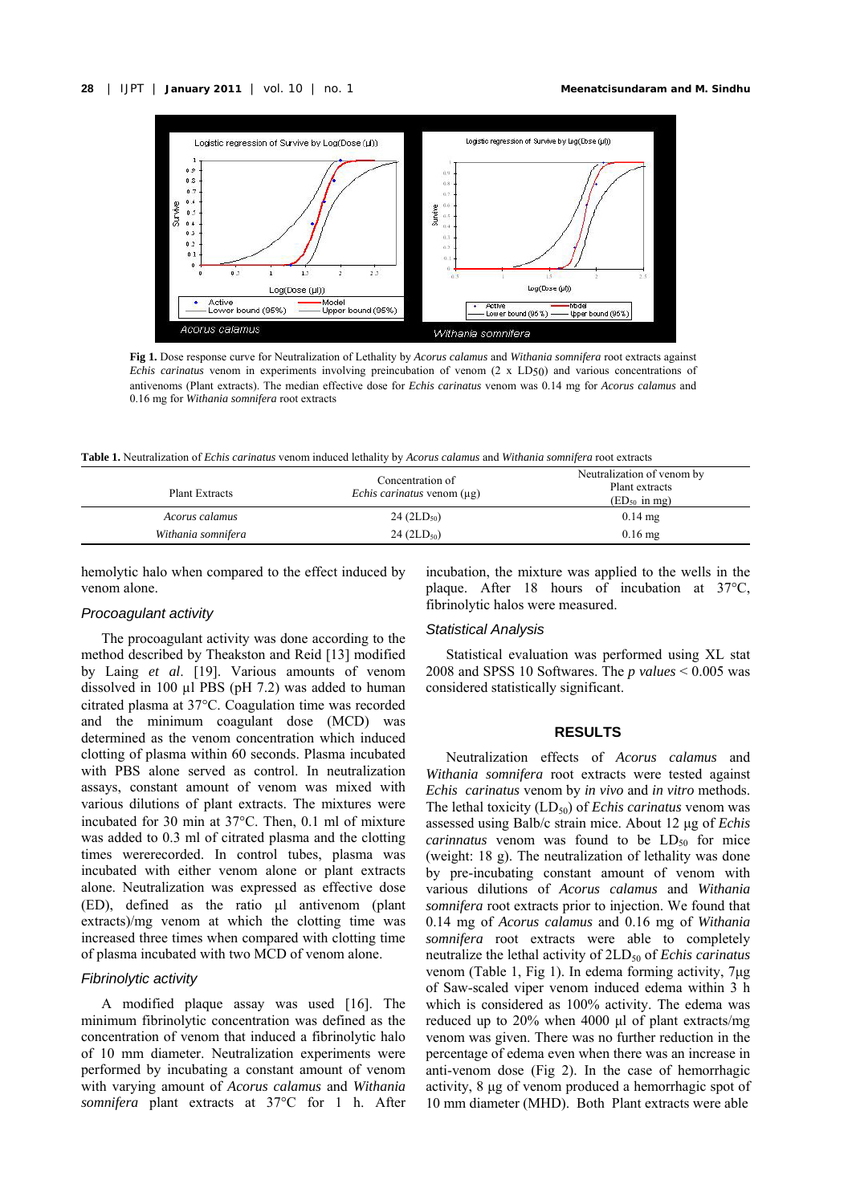**Fig 1.** Dose response curve for Neutralization of Lethality by *Acorus calamus* and *Withania somnifera* root extracts against *Echis carinatus* venom in experiments involving preincubation of venom (2 x $LD_{50}$) and various concentrations of antivenoms (Plant extracts). The median effective dose for *Echis carinatus* venom was 0.14 mg for *Acorus calamus* and 0.16 mg for *Withania somnifera* root extracts

**Table 1.** Neutralization of *Echis carinatus* venom induced lethality by *Acorus calamus* and *Withania somnifera* root extracts

| Plant Extracts | Concentration of *Echis carinatus* venom (µg) | Neutralization of venom by Plant extracts ($ED_{50}$ in mg) |
|---|---|---|
| *Acorus calamus* | 24 ($2LD_{50}$) | 0.14 mg |
| *Withania somnifera* | 24 ($2LD_{50}$) | 0.16 mg |

hemolytic halo when compared to the effect induced by venom alone.

### *Procoagulant activity*

The procoagulant activity was done according to the method described by Theakston and Reid [13] modified by Laing *et al*. [19]. Various amounts of venom dissolved in 100 µl PBS (pH 7.2) was added to human citrated plasma at 37°C. Coagulation time was recorded and the minimum coagulant dose (MCD) was determined as the venom concentration which induced clotting of plasma within 60 seconds. Plasma incubated with PBS alone served as control. In neutralization assays, constant amount of venom was mixed with various dilutions of plant extracts. The mixtures were incubated for 30 min at 37°C. Then, 0.1 ml of mixture was added to 0.3 ml of citrated plasma and the clotting times wererecorded. In control tubes, plasma was incubated with either venom alone or plant extracts alone. Neutralization was expressed as effective dose (ED), defined as the ratio µl antivenom (plant extracts)/mg venom at which the clotting time was increased three times when compared with clotting time of plasma incubated with two MCD of venom alone.

### *Fibrinolytic activity*

A modified plaque assay was used [16]. The minimum fibrinolytic concentration was defined as the concentration of venom that induced a fibrinolytic halo of 10 mm diameter. Neutralization experiments were performed by incubating a constant amount of venom with varying amount of *Acorus calamus* and *Withania somnifera* plant extracts at 37°C for 1 h. After incubation, the mixture was applied to the wells in the plaque. After 18 hours of incubation at 37°C, fibrinolytic halos were measured.

### *Statistical Analysis*

Statistical evaluation was performed using XL stat 2008 and SPSS 10 Softwares. The *p values* < 0.005 was considered statistically significant.

## RESULTS

Neutralization effects of *Acorus calamus* and *Withania somnifera* root extracts were tested against *Echis carinatus* venom by *in vivo* and *in vitro* methods. The lethal toxicity ($LD_{50}$) of *Echis carinatus* venom was assessed using Balb/c strain mice. About 12 µg of *Echis carinnatus* venom was found to be $LD_{50}$ for mice (weight: 18 g). The neutralization of lethality was done by pre-incubating constant amount of venom with various dilutions of *Acorus calamus* and *Withania somnifera* root extracts prior to injection. We found that 0.14 mg of *Acorus calamus* and 0.16 mg of *Withania somnifera* root extracts were able to completely neutralize the lethal activity of $2LD_{50}$ of *Echis carinatus* venom (Table 1, Fig 1). In edema forming activity, 7µg of Saw-scaled viper venom induced edema within 3 h which is considered as 100% activity. The edema was reduced up to 20% when 4000 µl of plant extracts/mg venom was given. There was no further reduction in the percentage of edema even when there was an increase in anti-venom dose (Fig 2). In the case of hemorrhagic activity, 8 µg of venom produced a hemorrhagic spot of 10 mm diameter (MHD). Both Plant extracts were able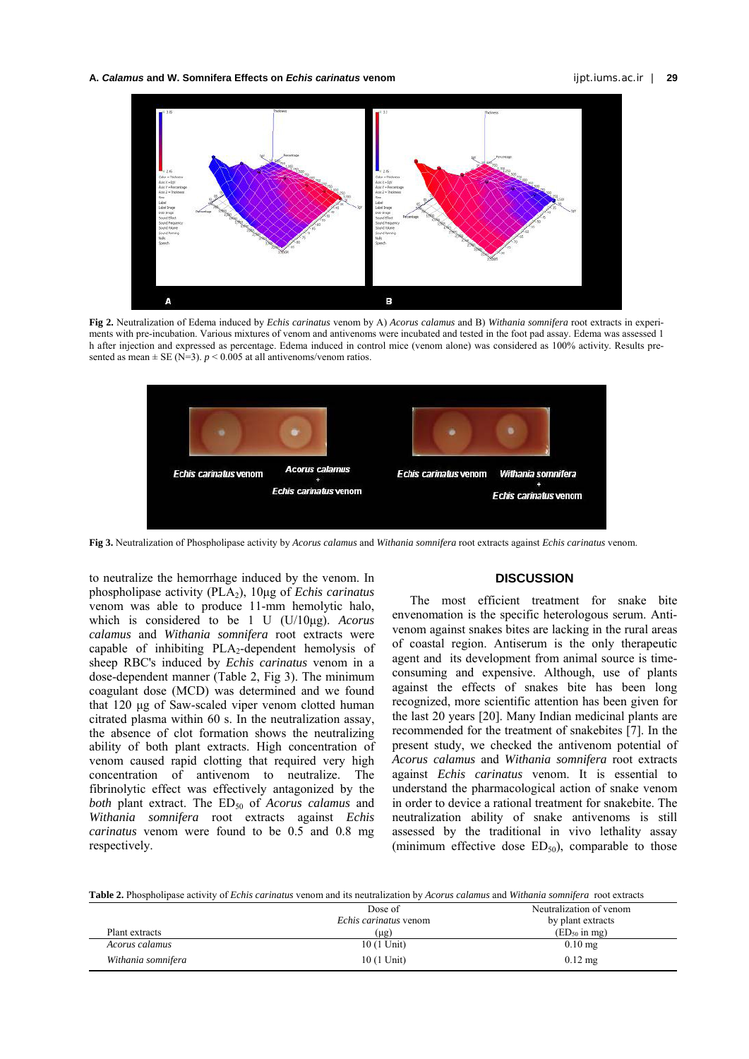Fig 2. Neutralization of Edema induced by *Echis carinatus* venom by A) *Acorus calamus* and B) *Withania somnifera* root extracts in experiments with pre-incubation. Various mixtures of venom and antivenoms were incubated and tested in the foot pad assay. Edema was assessed 1 h after injection and expressed as percentage. Edema induced in control mice (venom alone) was considered as 100% activity. Results presented as mean ± SE (N=3). $p < 0.005$ at all antivenoms/venom ratios.

Fig 3. Neutralization of Phospholipase activity by *Acorus calamus* and *Withania somnifera* root extracts against *Echis carinatus* venom.

to neutralize the hemorrhage induced by the venom. In phospholipase activity ($PLA_2$), 10μg of *Echis carinatus* venom was able to produce 11-mm hemolytic halo, which is considered to be 1 U (U/10μg). *Acorus calamus* and *Withania somnifera* root extracts were capable of inhibiting $PLA_2$-dependent hemolysis of sheep RBC's induced by *Echis carinatus* venom in a dose-dependent manner (Table 2, Fig 3). The minimum coagulant dose (MCD) was determined and we found that 120 μg of Saw-scaled viper venom clotted human citrated plasma within 60 s. In the neutralization assay, the absence of clot formation shows the neutralizing ability of both plant extracts. High concentration of venom caused rapid clotting that required very high concentration of antivenom to neutralize. The fibrinolytic effect was effectively antagonized by the *both* plant extract. The $ED_{50}$ of *Acorus calamus* and *Withania somnifera* root extracts against *Echis carinatus* venom were found to be 0.5 and 0.8 mg respectively.

## DISCUSSION

The most efficient treatment for snake bite envenomation is the specific heterologous serum. Antivenom against snakes bites are lacking in the rural areas of coastal region. Antiserum is the only therapeutic agent and its development from animal source is time-consuming and expensive. Although, use of plants against the effects of snakes bite has been long recognized, more scientific attention has been given for the last 20 years [20]. Many Indian medicinal plants are recommended for the treatment of snakebites [7]. In the present study, we checked the antivenom potential of *Acorus calamus* and *Withania somnifera* root extracts against *Echis carinatus* venom. It is essential to understand the pharmacological action of snake venom in order to device a rational treatment for snakebite. The neutralization ability of snake antivenoms is still assessed by the traditional in vivo lethality assay (minimum effective dose $ED_{50}$), comparable to those

Table 2. Phospholipase activity of *Echis carinatus* venom and its neutralization by *Acorus calamus* and *Withania somnifera* root extracts

| Plant extracts | Dose of *Echis carinatus* venom (μg) | Neutralization of venom by plant extracts ($ED_{50}$ in mg) |
|---|---|---|
| *Acorus calamus* | 10 (1 Unit) | 0.10 mg |
| *Withania somnifera* | 10 (1 Unit) | 0.12 mg |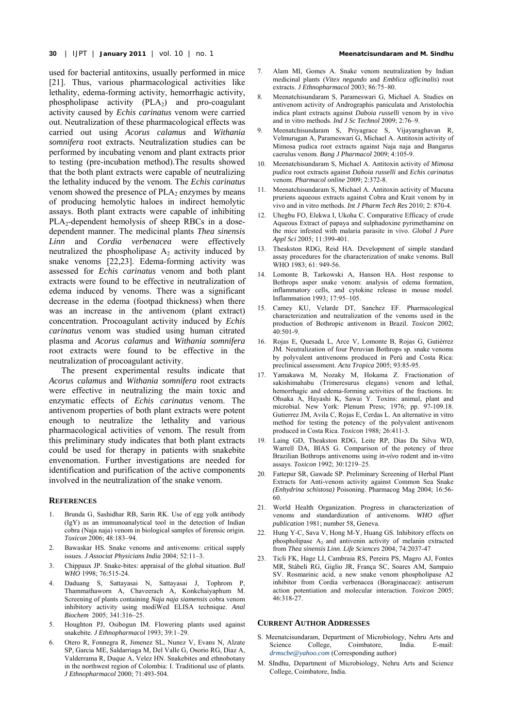used for bacterial antitoxins, usually performed in mice [21]. Thus, various pharmacological activities like lethality, edema-forming activity, hemorrhagic activity, phospholipase activity ($PLA_2$) and pro-coagulant activity caused by *Echis carinatus* venom were carried out. Neutralization of these pharmacological effects was carried out using *Acorus calamus* and *Withania somnifera* root extracts. Neutralization studies can be performed by incubating venom and plant extracts prior to testing (pre-incubation method).The results showed that the both plant extracts were capable of neutralizing the lethality induced by the venom. The *Echis carinatus* venom showed the presence of $PLA_2$ enzymes by means of producing hemolytic haloes in indirect hemolytic assays. Both plant extracts were capable of inhibiting $PLA_2$-dependent hemolysis of sheep RBCs in a dose-dependent manner. The medicinal plants *Thea sinensis Linn* and *Cordia verbenacea* were effectively neutralized the phospholipase $A_2$ activity induced by snake venoms [22,23]. Edema-forming activity was assessed for *Echis carinatus* venom and both plant extracts were found to be effective in neutralization of edema induced by venoms. There was a significant decrease in the edema (footpad thickness) when there was an increase in the antivenom (plant extract) concentration. Procoagulant activity induced by *Echis carinatus* venom was studied using human citrated plasma and *Acorus calamus* and *Withania somnifera* root extracts were found to be effective in the neutralization of procoagulant activity.

The present experimental results indicate that *Acorus calamus* and *Withania somnifera* root extracts were effective in neutralizing the main toxic and enzymatic effects of *Echis carinatus* venom. The antivenom properties of both plant extracts were potent enough to neutralize the lethality and various pharmacological activities of venom. The result from this preliminary study indicates that both plant extracts could be used for therapy in patients with snakebite envenomation. Further investigations are needed for identification and purification of the active components involved in the neutralization of the snake venom.

## References

1. Brunda G, Sashidhar RB, Sarin RK. Use of egg yolk antibody (IgY) as an immunoanalytical tool in the detection of Indian cobra (Naja naja) venom in biological samples of forensic origin. *Toxicon* 2006; 48:183–94.
2. Bawaskar HS. Snake venoms and antivenoms: critical supply issues. *J Associat Physicians India* 2004; 52:11–3.
3. Chippaux JP. Snake-bites: appraisal of the global situation. *Bull WHO* 1998; 76:515-24.
4. Daduang S, Sattayasai N, Sattayasai J, Tophrom P, Thammathaworn A, Chaveerach A, Konkchaiyaphum M. Screening of plants containing *Naja naja siamensis* cobra venom inhibitory activity using modiWed ELISA technique. *Anal Biochem* 2005; 341:316–25.
5. Houghton PJ, Osibogun IM. Flowering plants used against snakebite. *J Ethnopharmacol* 1993; 39:1–29.
6. Otero R, Fonnegra R, Jimenez SL, Nunez V, Evans N, Alzate SP, Garcia ME, Saldarriaga M, Del Valle G, Osorio RG, Diaz A, Valderrama R, Duque A, Velez HN. Snakebites and ethnobotany in the northwest region of Colombia: I. Traditional use of plants. *J Ethnopharmacol* 2000; 71:493-504.
7. Alam MI, Gomes A. Snake venom neutralization by Indian medicinal plants (*Vitex negundo* and *Emblica officinalis*) root extracts. *J Ethnopharmacol* 2003; 86:75–80.
8. Meenatchisundaram S, Parameswari G, Michael A. Studies on antivenom activity of Andrographis paniculata and Aristolochia indica plant extracts against *Daboia russelli* venom by in vivo and in vitro methods. *Ind J Sc Technol* 2009; 2:76–9.
9. Meenatchisundaram S, Priyagrace S, Vijayaraghavan R, Velmurugan A, Parameswari G, Michael A. Antitoxin activity of Mimosa pudica root extracts against Naja naja and Bangarus caerulus venom. *Bang J Pharmacol* 2009; 4:105-9.
10. Meenatchisundaram S, Michael A. Antitoxin activity of *Mimosa pudica* root extracts against *Daboia russelli* and *Echis carinatus* venom. *Pharmacol online* 2009; 2:372-8.
11. Meenatchisundaram S, Michael A. Antitoxin activity of Mucuna pruriens aqueous extracts against Cobra and Krait venom by in vivo and in vitro methods. *Int J Pharm Tech Res* 2010; 2: 870-4.
12. Uhegbu FO, Elekwa I, Ukoha C. Comparative Efficacy of crude Aqueous Extract of papaya and sulphadoxine pyrimethamine on the mice infested with malaria parasite in vivo. *Global J Pure Appl Sci* 2005; 11:399-401.
13. Theakston RDG, Reid HA. Development of simple standard assay procedures for the characterization of snake venoms. Bull WHO 1983; 61: 949-56.
14. Lomonte B, Tarkowski A, Hanson HA. Host response to Bothrops asper snake venom: analysis of edema formation, inflammatory cells, and cytokine release in mouse model. Inflammation 1993; 17:95–105.
15. Camey KU, Velarde DT, Sanchez EF. Pharmacological characterization and neutralization of the venoms used in the production of Bothropic antivenom in Brazil. *Toxicon* 2002; 40:501-9.
16. Rojas E, Quesada L, Arce V, Lomonte B, Rojas G, Gutiérrez JM. Neutralization of four Peruvian Bothrops sp. snake venoms by polyvalent antivenoms produced in Perú and Costa Rica: preclinical assessment. *Acta Tropica* 2005; 93:85-95.
17. Yamakawa M, Nozaky M, Hokama Z. Fractionation of sakishimahabu (Trimeresurus elegans) venom and lethal, hemorrhagic and edema-forming activities of the fractions. In: Ohsaka A, Hayashi K, Sawai Y. Toxins: animal, plant and microbial. New York: Plenum Press; 1976; pp. 97-109.18. Gutierrez JM, Avila C, Rojas E, Cerdas L. An alternative in vitro method for testing the potency of the polyvalent antivenom produced in Costa Rica. *Toxicon* 1988*;* 26:411-3.
19. Laing GD, Theakston RDG, Leite RP, Dias Da Silva WD, Warrell DA, BIAS G. Comparison of the potency of three Brazilian Bothrops antivenoms using *in-vivo* rodent and in-vitro assays. *Toxicon* 1992; 30:1219–25.
20. Fattepur SR, Gawade SP. Preliminary Screening of Herbal Plant Extracts for Anti-venom activity against Common Sea Snake *(Enhydrina schistosa)* Poisoning. Pharmacog Mag 2004; 16:56-60.
21. World Health Organization. Progress in characterization of venoms and standardization of antivenoms. *WHO offset publication* 1981; number 58, Geneva.
22. Hung Y-C, Sava V, Hong M-Y, Huang GS. Inhibitory effects on phospholipase $A_2$ and antivenin activity of melanin extracted from *Thea sinensis Linn*. *Life Sciences* 2004; 74:2037-47
23. Ticli FK, Hage LI, Cambraia RS, Pereira PS, Magro AJ, Fontes MR, Stábeli RG, Giglio JR, França SC, Soares AM, Sampaio SV. Rosmarinic acid, a new snake venom phospholipase A2 inhibitor from Cordia verbenacea (Boraginaceae): antiserum action potentiation and molecular interaction. *Toxicon* 2005; 46:318-27.

## Current Author Addresses

S. Meenatcisundaram, Department of Microbiology, Nehru Arts and Science College, Coimbatore, India. E-mail: *drmscbe@yahoo.com* (Corresponding author)

M. SIndhu, Department of Microbiology, Nehru Arts and Science College, Coimbatore, India.